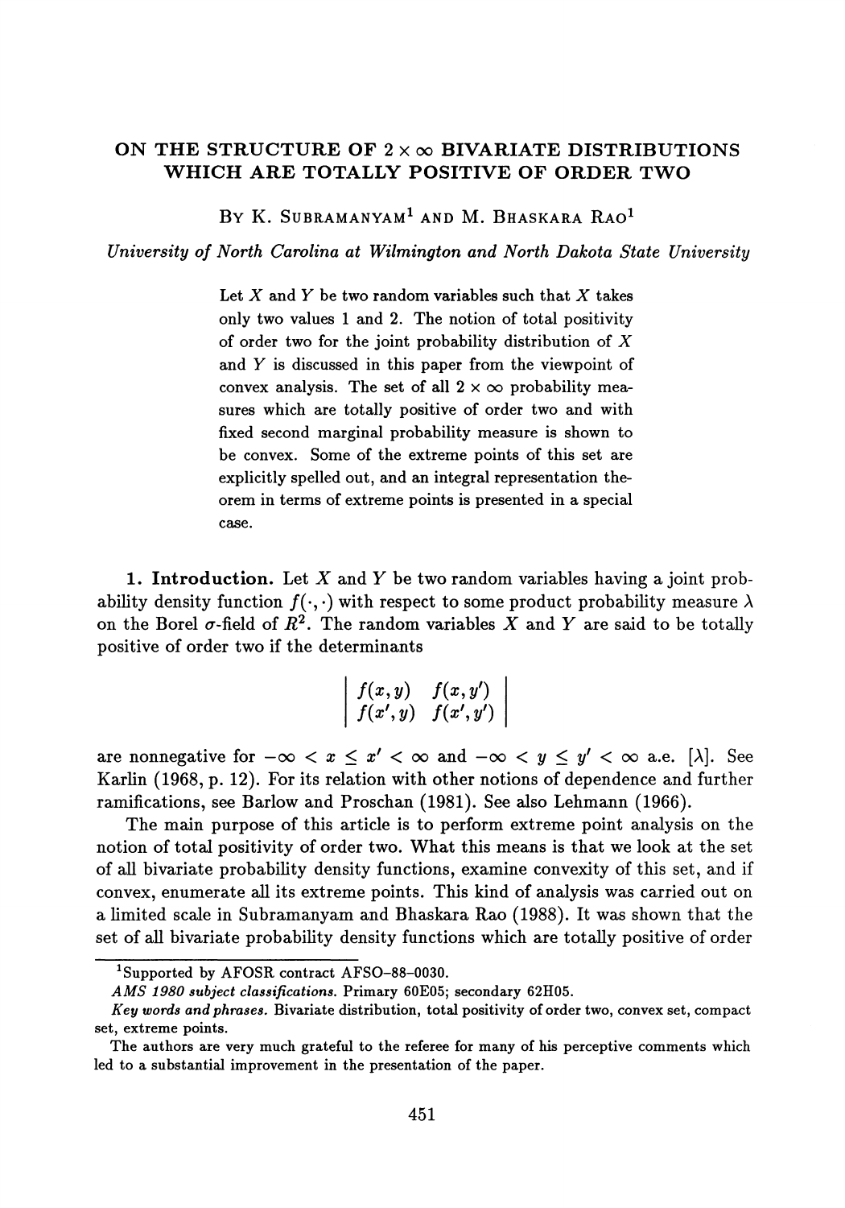# ON THE STRUCTURE OF $2 \times \infty$ BIVARIATE DISTRIBUTIONS WHICH ARE TOTALLY POSITIVE OF ORDER TWO

By K. Subramanyam[1] and M. Bhaskara Rao[1]

*University of North Carolina at Wilmington and North Dakota State University*

Let $X$ and $Y$ be two random variables such that $X$ takes only two values 1 and 2. The notion of total positivity of order two for the joint probability distribution of $X$ and $Y$ is discussed in this paper from the viewpoint of convex analysis. The set of all $2 \times \infty$ probability measures which are totally positive of order two and with fixed second marginal probability measure is shown to be convex. Some of the extreme points of this set are explicitly spelled out, and an integral representation theorem in terms of extreme points is presented in a special case.

**1. Introduction.** Let $X$ and $Y$ be two random variables having a joint probability density function $f(\cdot,\cdot)$ with respect to some product probability measure $\lambda$ on the Borel $\sigma$-field of $R^2$. The random variables $X$ and $Y$ are said to be totally positive of order two if the determinants

$$\begin{vmatrix} f(x,y) & f(x,y') \\ f(x',y) & f(x',y') \end{vmatrix}$$

are nonnegative for $-\infty < x \leq x' < \infty$ and $-\infty < y \leq y' < \infty$ a.e. $[\lambda]$. See Karlin (1968, p. 12). For its relation with other notions of dependence and further ramifications, see Barlow and Proschan (1981). See also Lehmann (1966).

The main purpose of this article is to perform extreme point analysis on the notion of total positivity of order two. What this means is that we look at the set of all bivariate probability density functions, examine convexity of this set, and if convex, enumerate all its extreme points. This kind of analysis was carried out on a limited scale in Subramanyam and Bhaskara Rao (1988). It was shown that the set of all bivariate probability density functions which are totally positive of order

---

[1]Supported by AFOSR contract AFSO-88-0030.

*AMS 1980 subject classifications.* Primary 60E05; secondary 62H05.

*Key words and phrases.* Bivariate distribution, total positivity of order two, convex set, compact set, extreme points.

The authors are very much grateful to the referee for many of his perceptive comments which led to a substantial improvement in the presentation of the paper.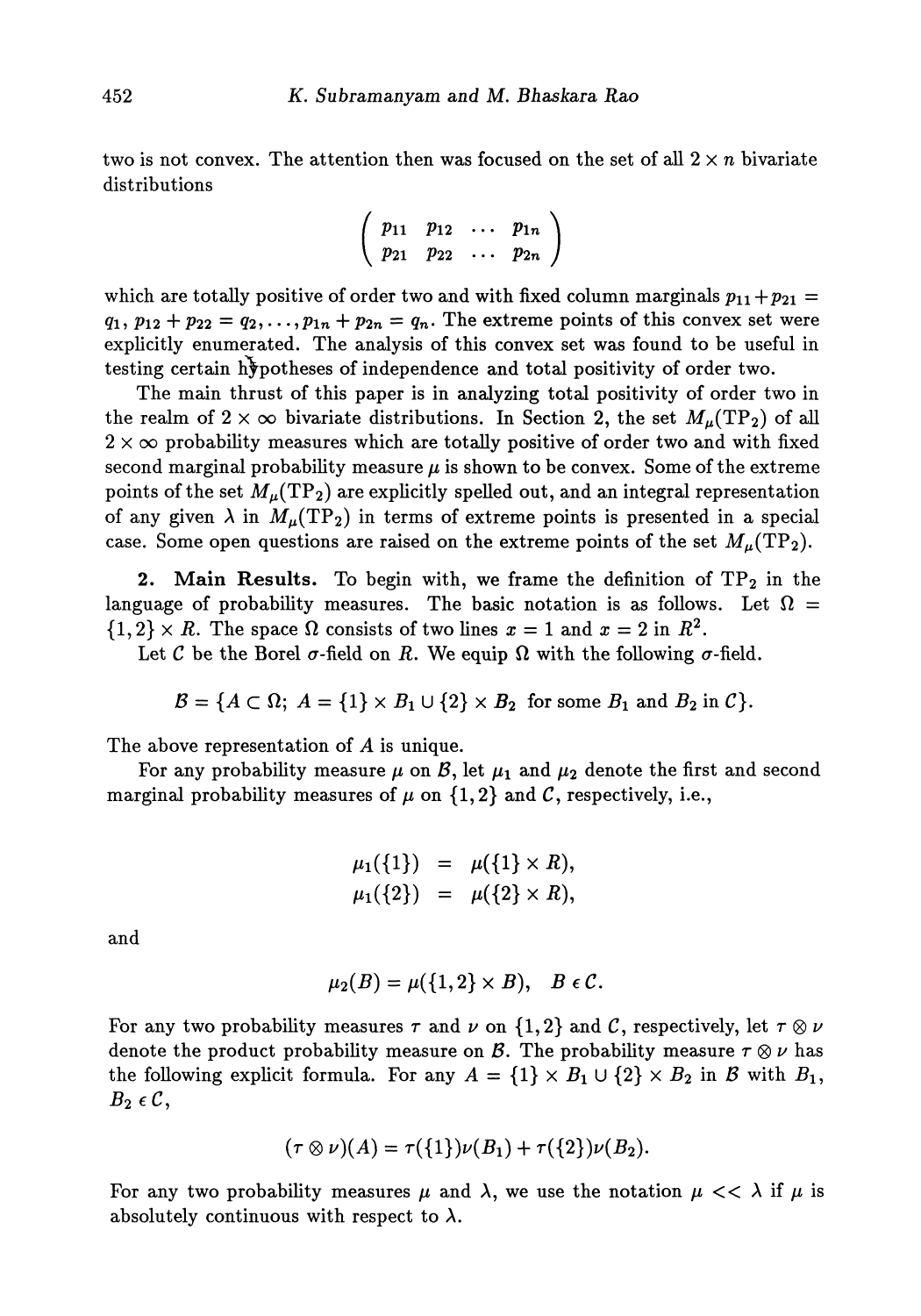two is not convex. The attention then was focused on the set of all $2 \times n$ bivariate distributions

$$\begin{pmatrix} p_{11} & p_{12} & \cdots & p_{1n} \\ p_{21} & p_{22} & \cdots & p_{2n} \end{pmatrix}$$

which are totally positive of order two and with fixed column marginals $p_{11} + p_{21} = q_1$, $p_{12} + p_{22} = q_2, \ldots, p_{1n} + p_{2n} = q_n$. The extreme points of this convex set were explicitly enumerated. The analysis of this convex set was found to be useful in testing certain hypotheses of independence and total positivity of order two.

The main thrust of this paper is in analyzing total positivity of order two in the realm of $2 \times \infty$ bivariate distributions. In Section 2, the set $M_\mu(\mathrm{TP}_2)$ of all $2 \times \infty$ probability measures which are totally positive of order two and with fixed second marginal probability measure $\mu$ is shown to be convex. Some of the extreme points of the set $M_\mu(\mathrm{TP}_2)$ are explicitly spelled out, and an integral representation of any given $\lambda$ in $M_\mu(\mathrm{TP}_2)$ in terms of extreme points is presented in a special case. Some open questions are raised on the extreme points of the set $M_\mu(\mathrm{TP}_2)$.

## 2. Main Results.

To begin with, we frame the definition of $\mathrm{TP}_2$ in the language of probability measures. The basic notation is as follows. Let $\Omega = \{1, 2\} \times R$. The space $\Omega$ consists of two lines $x = 1$ and $x = 2$ in $R^2$.

Let $\mathcal{C}$ be the Borel $\sigma$-field on $R$. We equip $\Omega$ with the following $\sigma$-field.

$$\mathcal{B} = \{A \subset \Omega;\ A = \{1\} \times B_1 \cup \{2\} \times B_2 \text{ for some } B_1 \text{ and } B_2 \text{ in } \mathcal{C}\}.$$

The above representation of $A$ is unique.

For any probability measure $\mu$ on $\mathcal{B}$, let $\mu_1$ and $\mu_2$ denote the first and second marginal probability measures of $\mu$ on $\{1, 2\}$ and $\mathcal{C}$, respectively, i.e.,

$$\begin{aligned} \mu_1(\{1\}) &= \mu(\{1\} \times R), \\ \mu_1(\{2\}) &= \mu(\{2\} \times R), \end{aligned}$$

and

$$\mu_2(B) = \mu(\{1, 2\} \times B), \quad B \in \mathcal{C}.$$

For any two probability measures $\tau$ and $\nu$ on $\{1, 2\}$ and $\mathcal{C}$, respectively, let $\tau \otimes \nu$ denote the product probability measure on $\mathcal{B}$. The probability measure $\tau \otimes \nu$ has the following explicit formula. For any $A = \{1\} \times B_1 \cup \{2\} \times B_2$ in $\mathcal{B}$ with $B_1$, $B_2 \in \mathcal{C}$,

$$(\tau \otimes \nu)(A) = \tau(\{1\})\nu(B_1) + \tau(\{2\})\nu(B_2).$$

For any two probability measures $\mu$ and $\lambda$, we use the notation $\mu << \lambda$ if $\mu$ is absolutely continuous with respect to $\lambda$.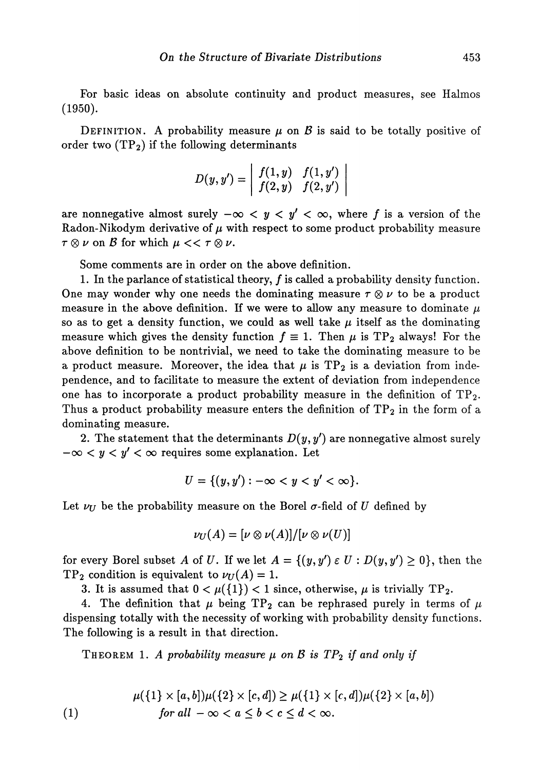For basic ideas on absolute continuity and product measures, see Halmos (1950).

DEFINITION. A probability measure $\mu$ on $\mathcal{B}$ is said to be totally positive of order two ($TP_2$) if the following determinants

$$D(y, y') = \begin{vmatrix} f(1,y) & f(1,y') \\ f(2,y) & f(2,y') \end{vmatrix}$$

are nonnegative almost surely $-\infty < y < y' < \infty$, where $f$ is a version of the Radon-Nikodym derivative of $\mu$ with respect to some product probability measure $\tau \otimes \nu$ on $\mathcal{B}$ for which $\mu << \tau \otimes \nu$.

Some comments are in order on the above definition.

1. In the parlance of statistical theory, $f$ is called a probability density function. One may wonder why one needs the dominating measure $\tau \otimes \nu$ to be a product measure in the above definition. If we were to allow any measure to dominate $\mu$ so as to get a density function, we could as well take $\mu$ itself as the dominating measure which gives the density function $f \equiv 1$. Then $\mu$ is $TP_2$ always! For the above definition to be nontrivial, we need to take the dominating measure to be a product measure. Moreover, the idea that $\mu$ is $TP_2$ is a deviation from independence, and to facilitate to measure the extent of deviation from independence one has to incorporate a product probability measure in the definition of $TP_2$. Thus a product probability measure enters the definition of $TP_2$ in the form of a dominating measure.

2. The statement that the determinants $D(y, y')$ are nonnegative almost surely $-\infty < y < y' < \infty$ requires some explanation. Let

$$U = \{(y, y') : -\infty < y < y' < \infty\}.$$

Let $\nu_U$ be the probability measure on the Borel $\sigma$-field of $U$ defined by

$$\nu_U(A) = [\nu \otimes \nu(A)]/[\nu \otimes \nu(U)]$$

for every Borel subset $A$ of $U$. If we let $A = \{(y, y') \in U : D(y, y') \geq 0\}$, then the $TP_2$ condition is equivalent to $\nu_U(A) = 1$.

3. It is assumed that $0 < \mu(\{1\}) < 1$ since, otherwise, $\mu$ is trivially $TP_2$.

4. The definition that $\mu$ being $TP_2$ can be rephrased purely in terms of $\mu$ dispensing totally with the necessity of working with probability density functions. The following is a result in that direction.

THEOREM 1. *A probability measure $\mu$ on $\mathcal{B}$ is $TP_2$ if and only if*

$$\mu(\{1\} \times [a, b])\mu(\{2\} \times [c, d]) \geq \mu(\{1\} \times [c, d])\mu(\{2\} \times [a, b]) \quad \textit{for all } -\infty < a \leq b < c \leq d < \infty. \tag{1}$$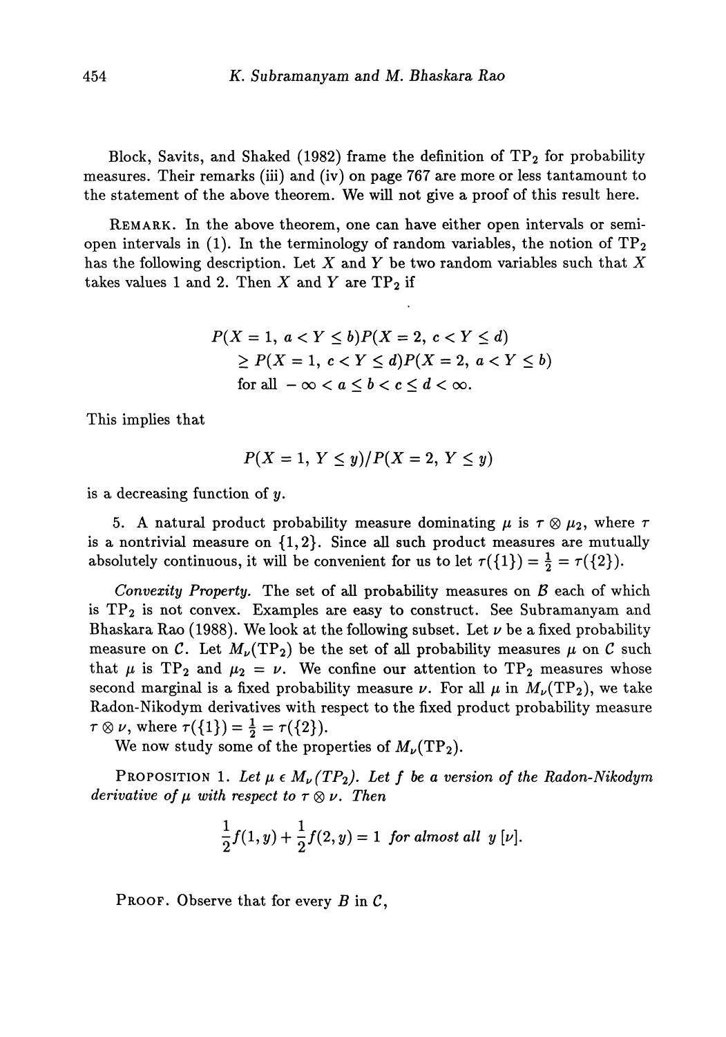Block, Savits, and Shaked (1982) frame the definition of $\mathrm{TP}_2$ for probability measures. Their remarks (iii) and (iv) on page 767 are more or less tantamount to the statement of the above theorem. We will not give a proof of this result here.

REMARK. In the above theorem, one can have either open intervals or semi-open intervals in (1). In the terminology of random variables, the notion of $\mathrm{TP}_2$ has the following description. Let $X$ and $Y$ be two random variables such that $X$ takes values 1 and 2. Then $X$ and $Y$ are $\mathrm{TP}_2$ if

$$\begin{aligned} &P(X = 1,\ a < Y \le b)P(X = 2,\ c < Y \le d) \\ &\quad \ge P(X = 1,\ c < Y \le d)P(X = 2,\ a < Y \le b) \\ &\quad \text{for all } -\infty < a \le b < c \le d < \infty. \end{aligned}$$

This implies that

$$P(X = 1,\ Y \le y)/P(X = 2,\ Y \le y)$$

is a decreasing function of $y$.

5. A natural product probability measure dominating $\mu$ is $\tau \otimes \mu_2$, where $\tau$ is a nontrivial measure on $\{1, 2\}$. Since all such product measures are mutually absolutely continuous, it will be convenient for us to let $\tau(\{1\}) = \frac{1}{2} = \tau(\{2\})$.

*Convexity Property.* The set of all probability measures on $\mathcal{B}$ each of which is $\mathrm{TP}_2$ is not convex. Examples are easy to construct. See Subramanyam and Bhaskara Rao (1988). We look at the following subset. Let $\nu$ be a fixed probability measure on $\mathcal{C}$. Let $M_\nu(\mathrm{TP}_2)$ be the set of all probability measures $\mu$ on $\mathcal{C}$ such that $\mu$ is $\mathrm{TP}_2$ and $\mu_2 = \nu$. We confine our attention to $\mathrm{TP}_2$ measures whose second marginal is a fixed probability measure $\nu$. For all $\mu$ in $M_\nu(\mathrm{TP}_2)$, we take Radon-Nikodym derivatives with respect to the fixed product probability measure $\tau \otimes \nu$, where $\tau(\{1\}) = \frac{1}{2} = \tau(\{2\})$.

We now study some of the properties of $M_\nu(\mathrm{TP}_2)$.

PROPOSITION 1. *Let $\mu \in M_\nu(TP_2)$. Let $f$ be a version of the Radon-Nikodym derivative of $\mu$ with respect to $\tau \otimes \nu$. Then*

$$\frac{1}{2}f(1, y) + \frac{1}{2}f(2, y) = 1 \ \text{for almost all } y\ [\nu].$$

PROOF. Observe that for every $B$ in $\mathcal{C}$,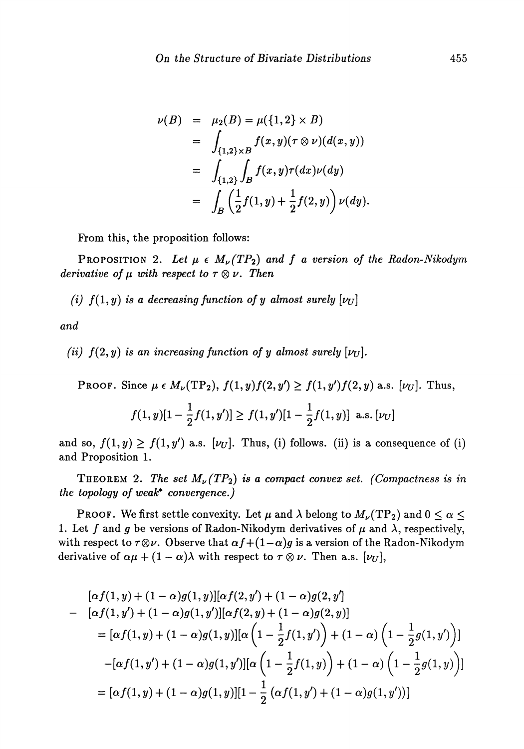$$
\begin{aligned}
\nu(B) &= \mu_2(B) = \mu(\{1,2\} \times B) \\
&= \int_{\{1,2\} \times B} f(x,y)(\tau \otimes \nu)(d(x,y)) \\
&= \int_{\{1,2\}} \int_B f(x,y)\tau(dx)\nu(dy) \\
&= \int_B \left(\frac{1}{2}f(1,y) + \frac{1}{2}f(2,y)\right)\nu(dy).
\end{aligned}
$$

From this, the proposition follows:

PROPOSITION 2. *Let $\mu \in M_\nu(TP_2)$ and $f$ a version of the Radon-Nikodym derivative of $\mu$ with respect to $\tau \otimes \nu$. Then*

*(i) $f(1,y)$ is a decreasing function of $y$ almost surely $[\nu_U]$*

*and*

*(ii) $f(2,y)$ is an increasing function of $y$ almost surely $[\nu_U]$.*

PROOF. Since $\mu \in M_\nu(\mathrm{TP}_2)$, $f(1,y)f(2,y') \geq f(1,y')f(2,y)$ a.s. $[\nu_U]$. Thus,

$$
f(1,y)[1 - \frac{1}{2}f(1,y')] \geq f(1,y')[1 - \frac{1}{2}f(1,y)] \text{ a.s. } [\nu_U]
$$

and so, $f(1,y) \geq f(1,y')$ a.s. $[\nu_U]$. Thus, (i) follows. (ii) is a consequence of (i) and Proposition 1.

THEOREM 2. *The set $M_\nu(TP_2)$ is a compact convex set. (Compactness is in the topology of weak\* convergence.)*

PROOF. We first settle convexity. Let $\mu$ and $\lambda$ belong to $M_\nu(\mathrm{TP}_2)$ and $0 \leq \alpha \leq 1$. Let $f$ and $g$ be versions of Radon-Nikodym derivatives of $\mu$ and $\lambda$, respectively, with respect to $\tau \otimes \nu$. Observe that $\alpha f + (1-\alpha)g$ is a version of the Radon-Nikodym derivative of $\alpha\mu + (1-\alpha)\lambda$ with respect to $\tau \otimes \nu$. Then a.s. $[\nu_U]$,

$$
\begin{aligned}
& [\alpha f(1,y) + (1-\alpha)g(1,y)][\alpha f(2,y') + (1-\alpha)g(2,y')] \\
- \; & [\alpha f(1,y') + (1-\alpha)g(1,y')][\alpha f(2,y) + (1-\alpha)g(2,y)] \\
& = [\alpha f(1,y) + (1-\alpha)g(1,y)][\alpha\left(1 - \frac{1}{2}f(1,y')\right) + (1-\alpha)\left(1 - \frac{1}{2}g(1,y')\right)] \\
& \quad -[\alpha f(1,y') + (1-\alpha)g(1,y')][\alpha\left(1 - \frac{1}{2}f(1,y)\right) + (1-\alpha)\left(1 - \frac{1}{2}g(1,y)\right)] \\
& = [\alpha f(1,y) + (1-\alpha)g(1,y)][1 - \frac{1}{2}\left(\alpha f(1,y') + (1-\alpha)g(1,y')\right)]
\end{aligned}
$$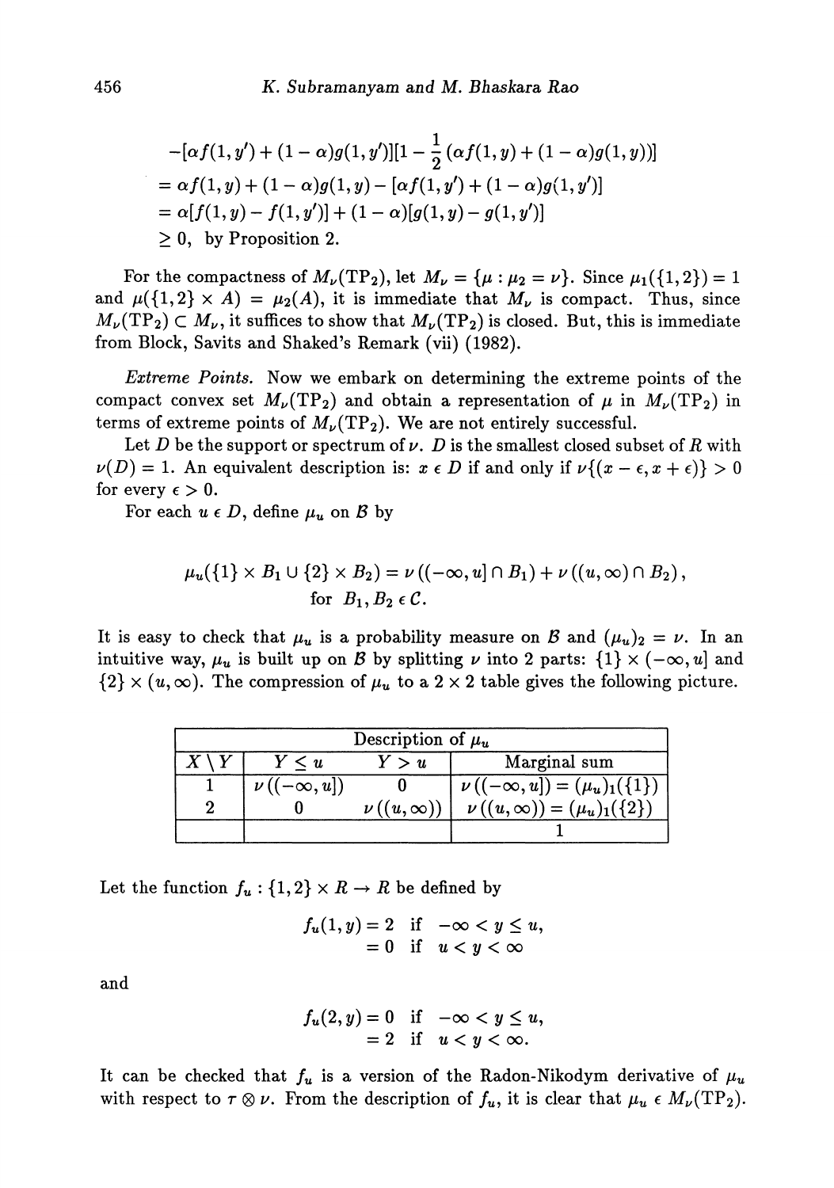$$
\begin{aligned}
&-[\alpha f(1,y') + (1-\alpha)g(1,y')][1 - \tfrac{1}{2}(\alpha f(1,y) + (1-\alpha)g(1,y))] \\
&= \alpha f(1,y) + (1-\alpha)g(1,y) - [\alpha f(1,y') + (1-\alpha)g(1,y')] \\
&= \alpha[f(1,y) - f(1,y')] + (1-\alpha)[g(1,y) - g(1,y')] \\
&\geq 0, \text{ by Proposition 2.}
\end{aligned}
$$

For the compactness of $M_\nu(\mathrm{TP}_2)$, let $M_\nu = \{\mu : \mu_2 = \nu\}$. Since $\mu_1(\{1,2\}) = 1$ and $\mu(\{1,2\} \times A) = \mu_2(A)$, it is immediate that $M_\nu$ is compact. Thus, since $M_\nu(\mathrm{TP}_2) \subset M_\nu$, it suffices to show that $M_\nu(\mathrm{TP}_2)$ is closed. But, this is immediate from Block, Savits and Shaked's Remark (vii) (1982).

*Extreme Points.* Now we embark on determining the extreme points of the compact convex set $M_\nu(\mathrm{TP}_2)$ and obtain a representation of $\mu$ in $M_\nu(\mathrm{TP}_2)$ in terms of extreme points of $M_\nu(\mathrm{TP}_2)$. We are not entirely successful.

Let $D$ be the support or spectrum of $\nu$. $D$ is the smallest closed subset of $R$ with $\nu(D) = 1$. An equivalent description is: $x \in D$ if and only if $\nu\{(x-\epsilon, x+\epsilon)\} > 0$ for every $\epsilon > 0$.

For each $u \in D$, define $\mu_u$ on $\mathcal{B}$ by

$$
\mu_u(\{1\} \times B_1 \cup \{2\} \times B_2) = \nu((-\infty, u] \cap B_1) + \nu((u, \infty) \cap B_2), \quad \text{for } B_1, B_2 \in \mathcal{C}.
$$

It is easy to check that $\mu_u$ is a probability measure on $\mathcal{B}$ and $(\mu_u)_2 = \nu$. In an intuitive way, $\mu_u$ is built up on $\mathcal{B}$ by splitting $\nu$ into 2 parts: $\{1\} \times (-\infty, u]$ and $\{2\} \times (u, \infty)$. The compression of $\mu_u$ to a $2 \times 2$ table gives the following picture.

| Description of $\mu_u$ | | | |
|---|---|---|---|
| $X \setminus Y$ | $Y \leq u$ | $Y > u$ | Marginal sum |
| 1 | $\nu((-\infty, u])$ | 0 | $\nu((-\infty, u]) = (\mu_u)_1(\{1\})$ |
| 2 | 0 | $\nu((u, \infty))$ | $\nu((u, \infty)) = (\mu_u)_1(\{2\})$ |
| | | | 1 |

Let the function $f_u : \{1,2\} \times R \to R$ be defined by

$$
\begin{aligned}
f_u(1,y) &= 2 \quad \text{if} \quad -\infty < y \leq u, \\
&= 0 \quad \text{if} \quad u < y < \infty
\end{aligned}
$$

and

$$
\begin{aligned}
f_u(2,y) &= 0 \quad \text{if} \quad -\infty < y \leq u, \\
&= 2 \quad \text{if} \quad u < y < \infty.
\end{aligned}
$$

It can be checked that $f_u$ is a version of the Radon-Nikodym derivative of $\mu_u$ with respect to $\tau \otimes \nu$. From the description of $f_u$, it is clear that $\mu_u \in M_\nu(\mathrm{TP}_2)$.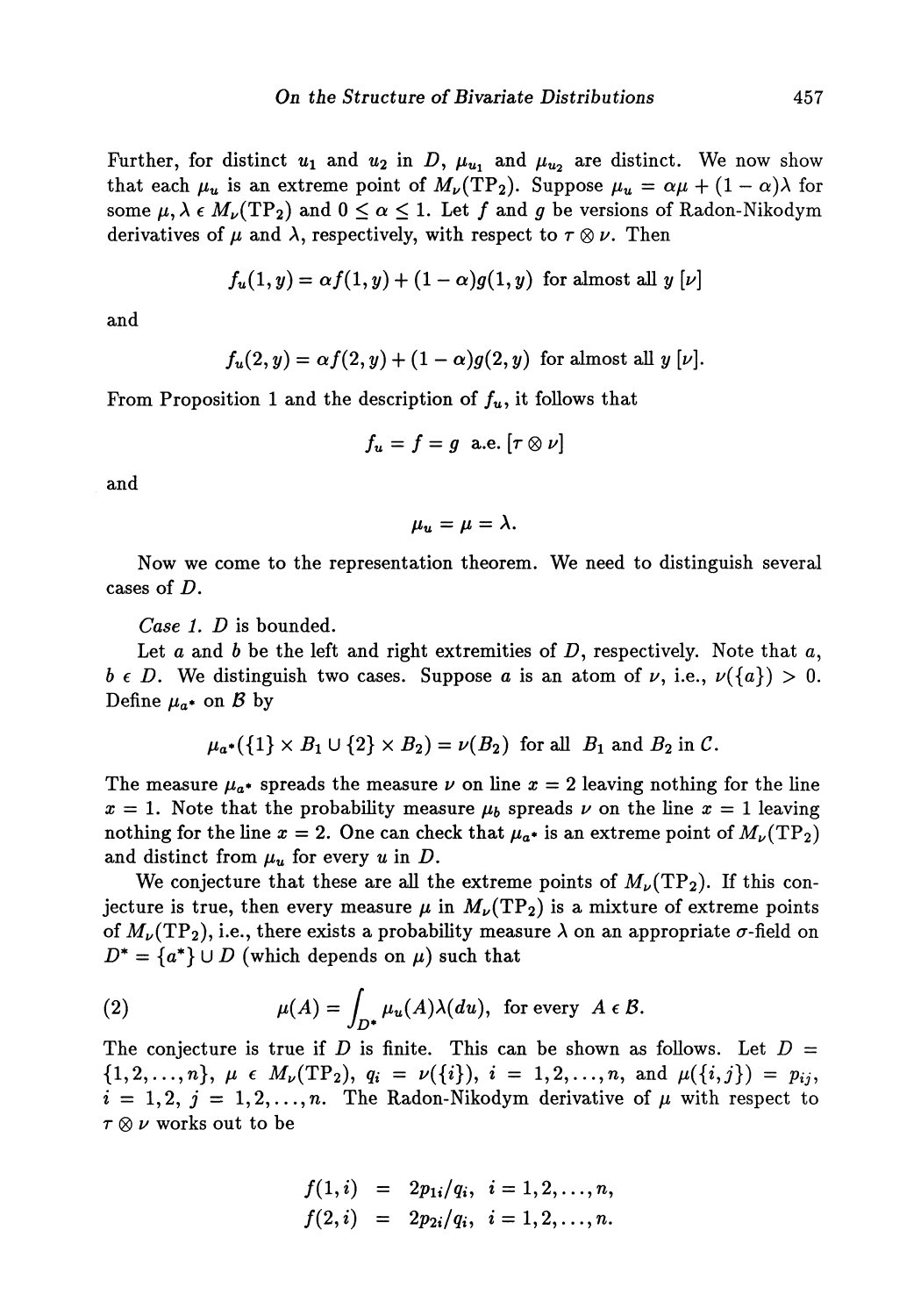Further, for distinct $u_1$ and $u_2$ in $D$, $\mu_{u_1}$ and $\mu_{u_2}$ are distinct. We now show that each $\mu_u$ is an extreme point of $M_\nu(\text{TP}_2)$. Suppose $\mu_u = \alpha\mu + (1-\alpha)\lambda$ for some $\mu, \lambda \in M_\nu(\text{TP}_2)$ and $0 \leq \alpha \leq 1$. Let $f$ and $g$ be versions of Radon-Nikodym derivatives of $\mu$ and $\lambda$, respectively, with respect to $\tau \otimes \nu$. Then

$$f_u(1,y) = \alpha f(1,y) + (1-\alpha)g(1,y) \text{ for almost all } y\ [\nu]$$

and

$$f_u(2,y) = \alpha f(2,y) + (1-\alpha)g(2,y) \text{ for almost all } y\ [\nu].$$

From Proposition 1 and the description of $f_u$, it follows that

$$f_u = f = g \text{ a.e. } [\tau \otimes \nu]$$

and

$$\mu_u = \mu = \lambda.$$

Now we come to the representation theorem. We need to distinguish several cases of $D$.

*Case 1.* $D$ is bounded.

Let $a$ and $b$ be the left and right extremities of $D$, respectively. Note that $a$, $b \in D$. We distinguish two cases. Suppose $a$ is an atom of $\nu$, i.e., $\nu(\{a\}) > 0$. Define $\mu_{a^*}$ on $\mathcal{B}$ by

$$\mu_{a^*}(\{1\} \times B_1 \cup \{2\} \times B_2) = \nu(B_2) \text{ for all } B_1 \text{ and } B_2 \text{ in } \mathcal{C}.$$

The measure $\mu_{a^*}$ spreads the measure $\nu$ on line $x = 2$ leaving nothing for the line $x = 1$. Note that the probability measure $\mu_b$ spreads $\nu$ on the line $x = 1$ leaving nothing for the line $x = 2$. One can check that $\mu_{a^*}$ is an extreme point of $M_\nu(\text{TP}_2)$ and distinct from $\mu_u$ for every $u$ in $D$.

We conjecture that these are all the extreme points of $M_\nu(\text{TP}_2)$. If this conjecture is true, then every measure $\mu$ in $M_\nu(\text{TP}_2)$ is a mixture of extreme points of $M_\nu(\text{TP}_2)$, i.e., there exists a probability measure $\lambda$ on an appropriate $\sigma$-field on $D^* = \{a^*\} \cup D$ (which depends on $\mu$) such that

$$\mu(A) = \int_{D^*} \mu_u(A)\lambda(du), \text{ for every } A \in \mathcal{B}. \tag{2}$$

The conjecture is true if $D$ is finite. This can be shown as follows. Let $D = \{1, 2, \ldots, n\}$, $\mu \in M_\nu(\text{TP}_2)$, $q_i = \nu(\{i\})$, $i = 1, 2, \ldots, n$, and $\mu(\{i,j\}) = p_{ij}$, $i = 1, 2$, $j = 1, 2, \ldots, n$. The Radon-Nikodym derivative of $\mu$ with respect to $\tau \otimes \nu$ works out to be

$$\begin{aligned} f(1,i) &= 2p_{1i}/q_i, \quad i = 1, 2, \ldots, n, \\ f(2,i) &= 2p_{2i}/q_i, \quad i = 1, 2, \ldots, n. \end{aligned}$$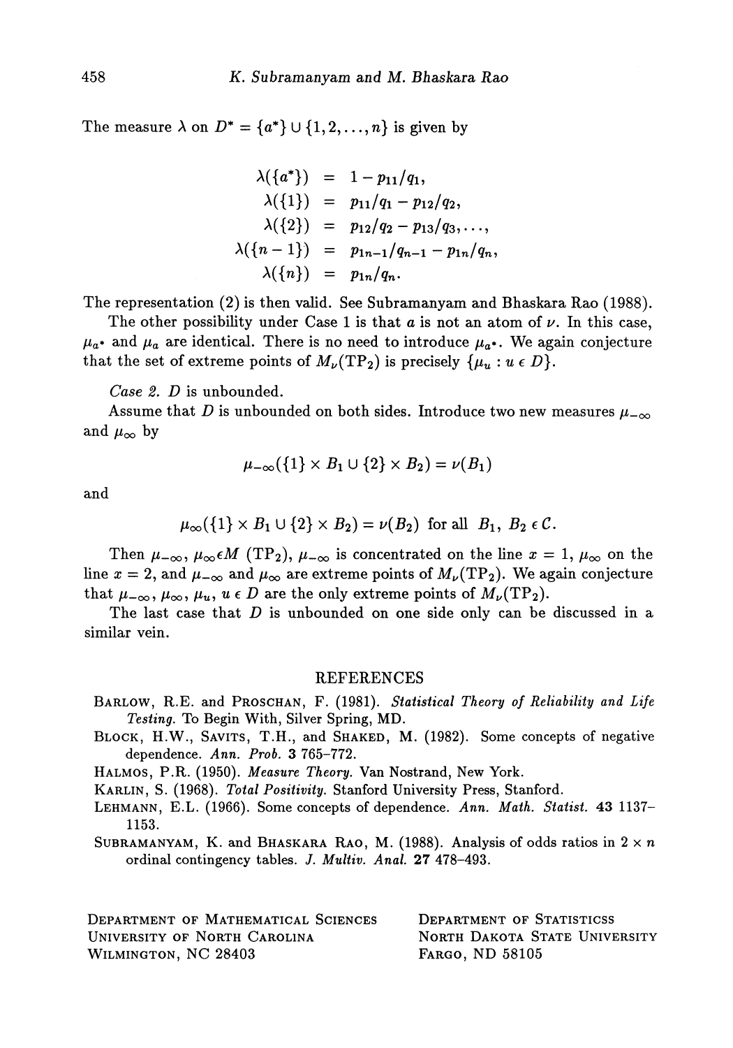The measure $\lambda$ on $D^* = \{a^*\} \cup \{1, 2, \ldots, n\}$ is given by

$$
\begin{aligned}
\lambda(\{a^*\}) &= 1 - p_{11}/q_1, \\
\lambda(\{1\}) &= p_{11}/q_1 - p_{12}/q_2, \\
\lambda(\{2\}) &= p_{12}/q_2 - p_{13}/q_3, \ldots, \\
\lambda(\{n-1\}) &= p_{1n-1}/q_{n-1} - p_{1n}/q_n, \\
\lambda(\{n\}) &= p_{1n}/q_n.
\end{aligned}
$$

The representation (2) is then valid. See Subramanyam and Bhaskara Rao (1988).

The other possibility under Case 1 is that $a$ is not an atom of $\nu$. In this case, $\mu_{a^*}$ and $\mu_a$ are identical. There is no need to introduce $\mu_{a^*}$. We again conjecture that the set of extreme points of $M_\nu(\text{TP}_2)$ is precisely $\{\mu_u : u \in D\}$.

*Case 2.* $D$ is unbounded.

Assume that $D$ is unbounded on both sides. Introduce two new measures $\mu_{-\infty}$ and $\mu_\infty$ by

$$
\mu_{-\infty}(\{1\} \times B_1 \cup \{2\} \times B_2) = \nu(B_1)
$$

and

$$
\mu_{\infty}(\{1\} \times B_1 \cup \{2\} \times B_2) = \nu(B_2) \text{ for all } B_1, B_2 \in \mathcal{C}.
$$

Then $\mu_{-\infty}, \mu_\infty \in M$ ($\text{TP}_2$), $\mu_{-\infty}$ is concentrated on the line $x = 1$, $\mu_\infty$ on the line $x = 2$, and $\mu_{-\infty}$ and $\mu_\infty$ are extreme points of $M_\nu(\text{TP}_2)$. We again conjecture that $\mu_{-\infty}, \mu_\infty, \mu_u, u \in D$ are the only extreme points of $M_\nu(\text{TP}_2)$.

The last case that $D$ is unbounded on one side only can be discussed in a similar vein.

## REFERENCES

BARLOW, R.E. and PROSCHAN, F. (1981). *Statistical Theory of Reliability and Life Testing.* To Begin With, Silver Spring, MD.

BLOCK, H.W., SAVITS, T.H., and SHAKED, M. (1982). Some concepts of negative dependence. *Ann. Prob.* **3** 765–772.

HALMOS, P.R. (1950). *Measure Theory.* Van Nostrand, New York.

KARLIN, S. (1968). *Total Positivity.* Stanford University Press, Stanford.

LEHMANN, E.L. (1966). Some concepts of dependence. *Ann. Math. Statist.* **43** 1137–1153.

SUBRAMANYAM, K. and BHASKARA RAO, M. (1988). Analysis of odds ratios in $2 \times n$ ordinal contingency tables. *J. Multiv. Anal.* **27** 478–493.

DEPARTMENT OF MATHEMATICAL SCIENCES
UNIVERSITY OF NORTH CAROLINA
WILMINGTON, NC 28403

DEPARTMENT OF STATISTICSS
NORTH DAKOTA STATE UNIVERSITY
FARGO, ND 58105